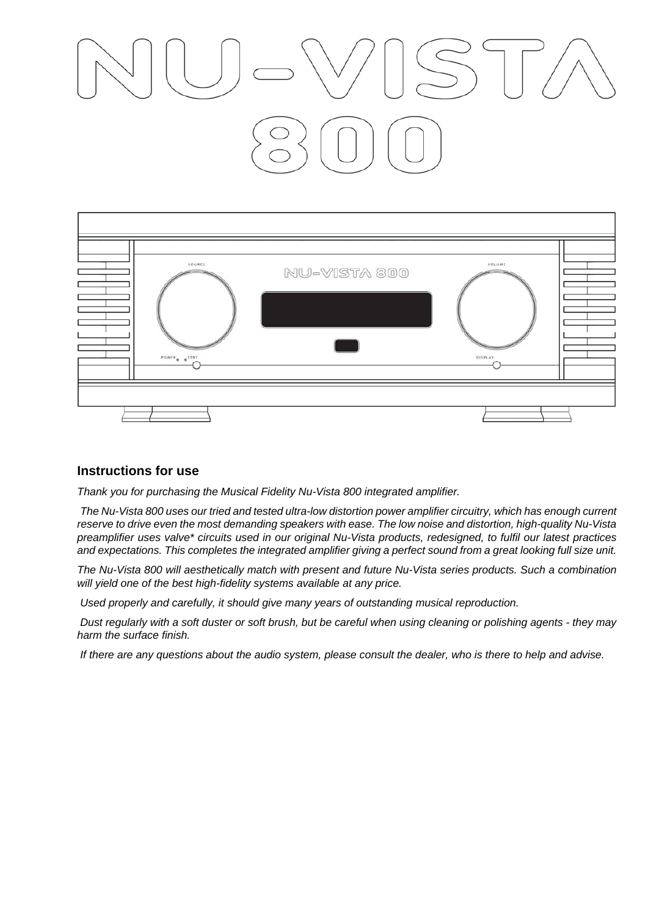# NU-VISTA 800

## Instructions for use

*Thank you for purchasing the Musical Fidelity Nu-Vista 800 integrated amplifier.*

*The Nu-Vista 800 uses our tried and tested ultra-low distortion power amplifier circuitry, which has enough current reserve to drive even the most demanding speakers with ease. The low noise and distortion, high-quality Nu-Vista preamplifier uses valve* circuits used in our original Nu-Vista products, redesigned, to fulfil our latest practices and expectations. This completes the integrated amplifier giving a perfect sound from a great looking full size unit.*

*The Nu-Vista 800 will aesthetically match with present and future Nu-Vista series products. Such a combination will yield one of the best high-fidelity systems available at any price.*

*Used properly and carefully, it should give many years of outstanding musical reproduction.*

*Dust regularly with a soft duster or soft brush, but be careful when using cleaning or polishing agents - they may harm the surface finish.*

*If there are any questions about the audio system, please consult the dealer, who is there to help and advise.*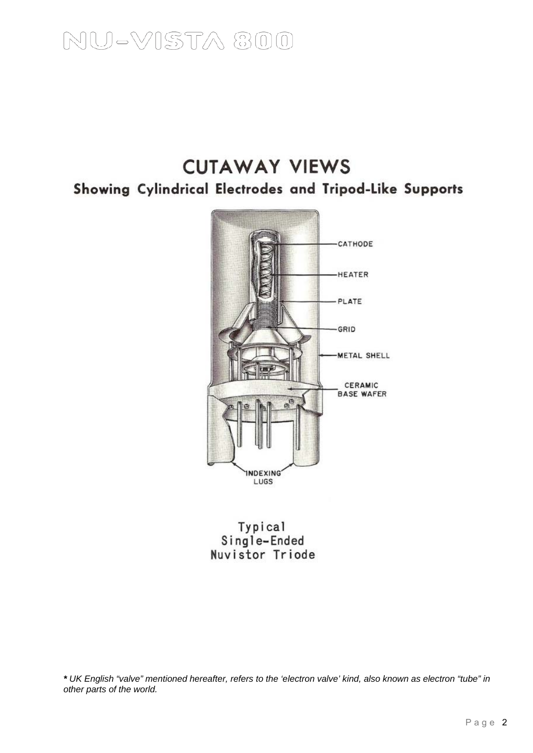# CUTAWAY VIEWS

## Showing Cylindrical Electrodes and Tripod-Like Supports

CATHODE

HEATER

PLATE

GRID

METAL SHELL

CERAMIC BASE WAFER

INDEXING LUGS

Typical
Single-Ended
Nuvistor Triode

*** *UK English "valve" mentioned hereafter, refers to the 'electron valve' kind, also known as electron "tube" in other parts of the world.*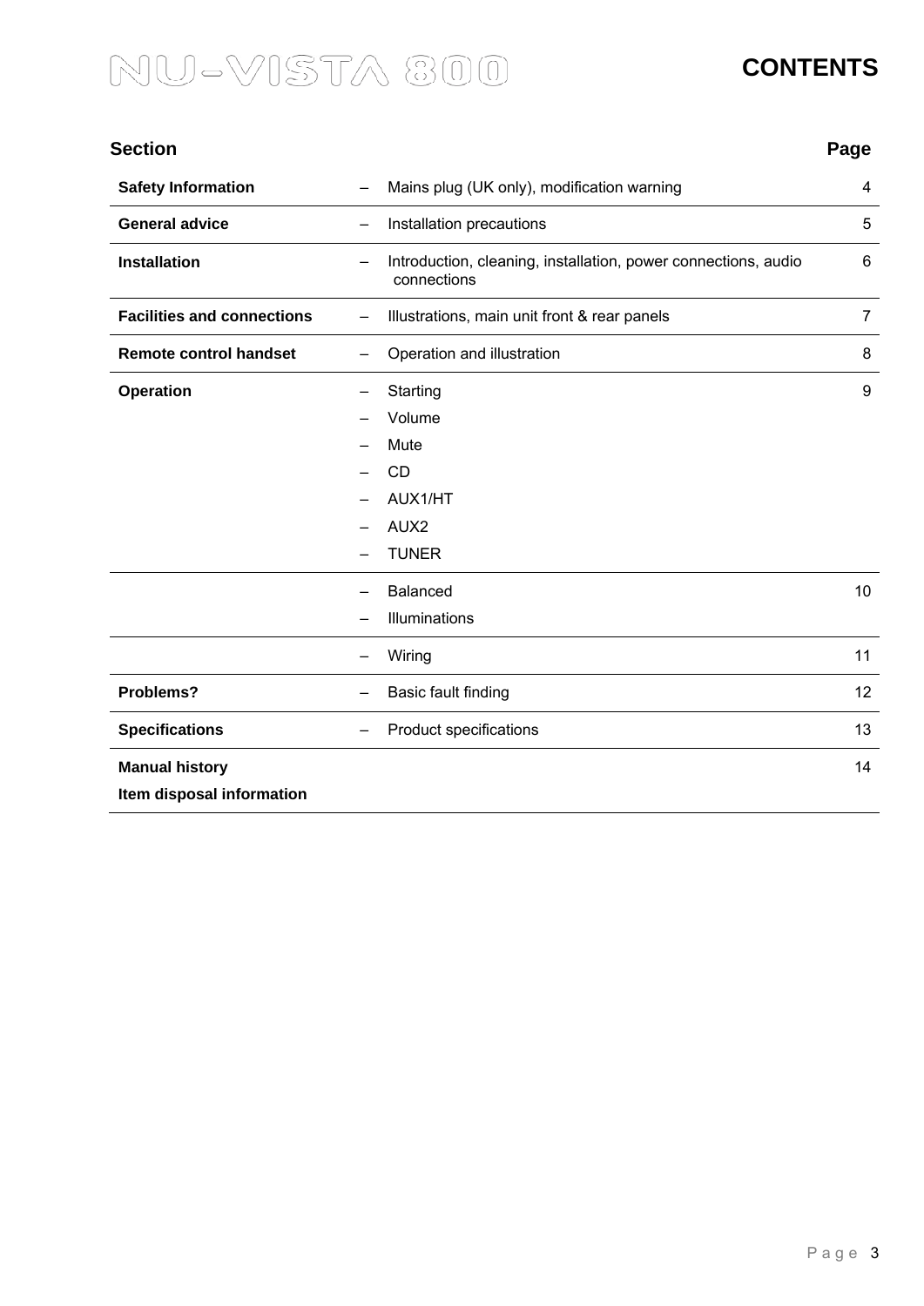# CONTENTS

| Section | | | Page |
|---|---|---|---|
| **Safety Information** | – | Mains plug (UK only), modification warning | 4 |
| **General advice** | – | Installation precautions | 5 |
| **Installation** | – | Introduction, cleaning, installation, power connections, audio connections | 6 |
| **Facilities and connections** | – | Illustrations, main unit front & rear panels | 7 |
| **Remote control handset** | – | Operation and illustration | 8 |
| **Operation** | – | Starting | 9 |
| | – | Volume | |
| | – | Mute | |
| | – | CD | |
| | – | AUX1/HT | |
| | – | AUX2 | |
| | – | TUNER | |
| | – | Balanced | 10 |
| | – | Illuminations | |
| | – | Wiring | 11 |
| **Problems?** | – | Basic fault finding | 12 |
| **Specifications** | – | Product specifications | 13 |
| **Manual history** | | | 14 |
| **Item disposal information** | | | |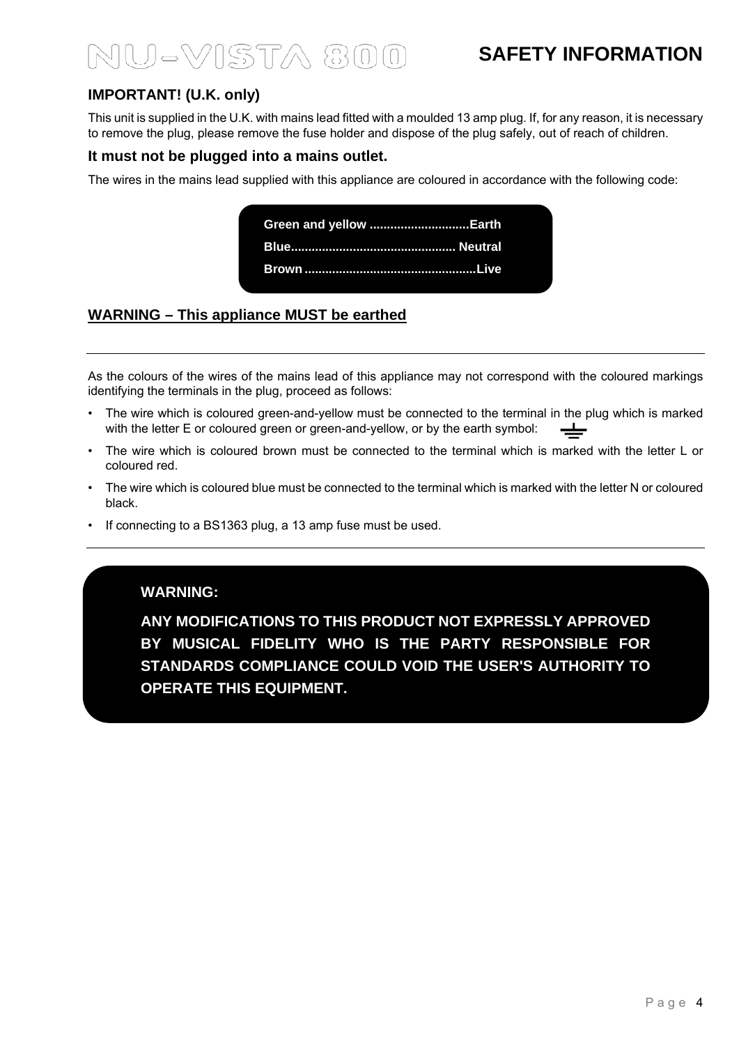# SAFETY INFORMATION

## IMPORTANT! (U.K. only)

This unit is supplied in the U.K. with mains lead fitted with a moulded 13 amp plug. If, for any reason, it is necessary to remove the plug, please remove the fuse holder and dispose of the plug safely, out of reach of children.

### It must not be plugged into a mains outlet.

The wires in the mains lead supplied with this appliance are coloured in accordance with the following code:

**Green and yellow ............................Earth**
**Blue............................................... Neutral**
**Brown.................................................Live**

**WARNING – This appliance MUST be earthed**

---

As the colours of the wires of the mains lead of this appliance may not correspond with the coloured markings identifying the terminals in the plug, proceed as follows:

- The wire which is coloured green-and-yellow must be connected to the terminal in the plug which is marked with the letter E or coloured green or green-and-yellow, or by the earth symbol: ⏚
- The wire which is coloured brown must be connected to the terminal which is marked with the letter L or coloured red.
- The wire which is coloured blue must be connected to the terminal which is marked with the letter N or coloured black.
- If connecting to a BS1363 plug, a 13 amp fuse must be used.

---

**WARNING:**

**ANY MODIFICATIONS TO THIS PRODUCT NOT EXPRESSLY APPROVED BY MUSICAL FIDELITY WHO IS THE PARTY RESPONSIBLE FOR STANDARDS COMPLIANCE COULD VOID THE USER'S AUTHORITY TO OPERATE THIS EQUIPMENT.**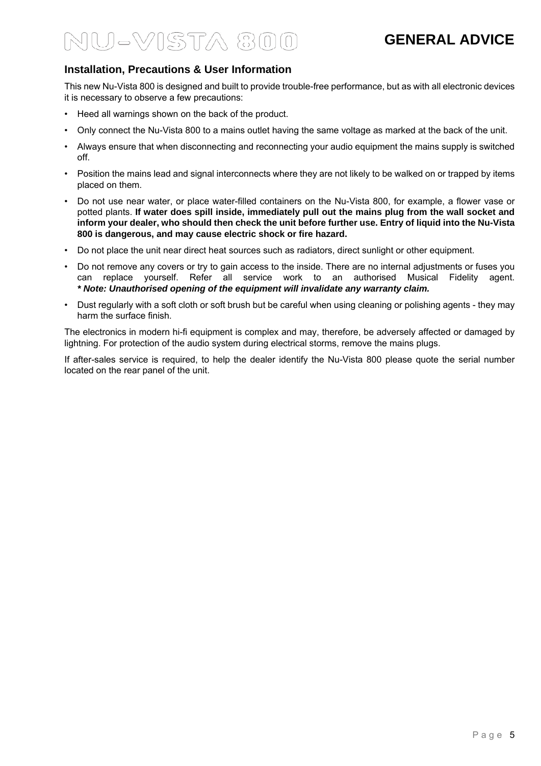# GENERAL ADVICE

## Installation, Precautions & User Information

This new Nu-Vista 800 is designed and built to provide trouble-free performance, but as with all electronic devices it is necessary to observe a few precautions:

- Heed all warnings shown on the back of the product.
- Only connect the Nu-Vista 800 to a mains outlet having the same voltage as marked at the back of the unit.
- Always ensure that when disconnecting and reconnecting your audio equipment the mains supply is switched off.
- Position the mains lead and signal interconnects where they are not likely to be walked on or trapped by items placed on them.
- Do not use near water, or place water-filled containers on the Nu-Vista 800, for example, a flower vase or potted plants. **If water does spill inside, immediately pull out the mains plug from the wall socket and inform your dealer, who should then check the unit before further use. Entry of liquid into the Nu-Vista 800 is dangerous, and may cause electric shock or fire hazard.**
- Do not place the unit near direct heat sources such as radiators, direct sunlight or other equipment.
- Do not remove any covers or try to gain access to the inside. There are no internal adjustments or fuses you can replace yourself. Refer all service work to an authorised Musical Fidelity agent. ***\* Note: Unauthorised opening of the equipment will invalidate any warranty claim.***
- Dust regularly with a soft cloth or soft brush but be careful when using cleaning or polishing agents - they may harm the surface finish.

The electronics in modern hi-fi equipment is complex and may, therefore, be adversely affected or damaged by lightning. For protection of the audio system during electrical storms, remove the mains plugs.

If after-sales service is required, to help the dealer identify the Nu-Vista 800 please quote the serial number located on the rear panel of the unit.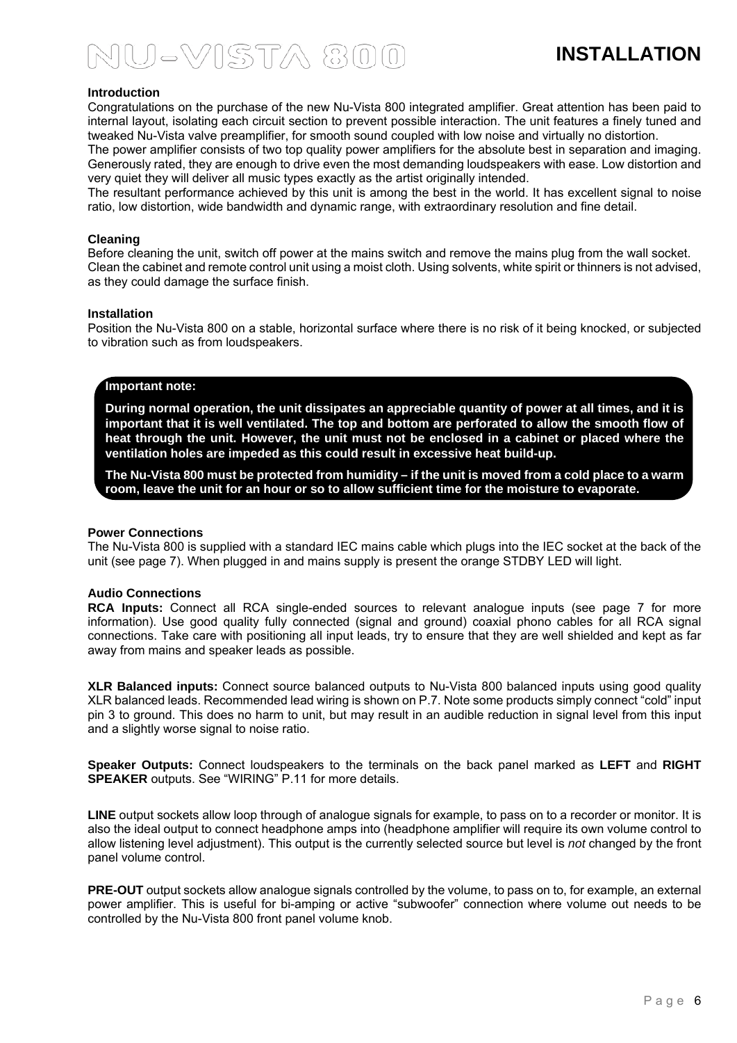# INSTALLATION

### Introduction

Congratulations on the purchase of the new Nu-Vista 800 integrated amplifier. Great attention has been paid to internal layout, isolating each circuit section to prevent possible interaction. The unit features a finely tuned and tweaked Nu-Vista valve preamplifier, for smooth sound coupled with low noise and virtually no distortion.
The power amplifier consists of two top quality power amplifiers for the absolute best in separation and imaging. Generously rated, they are enough to drive even the most demanding loudspeakers with ease. Low distortion and very quiet they will deliver all music types exactly as the artist originally intended.
The resultant performance achieved by this unit is among the best in the world. It has excellent signal to noise ratio, low distortion, wide bandwidth and dynamic range, with extraordinary resolution and fine detail.

### Cleaning

Before cleaning the unit, switch off power at the mains switch and remove the mains plug from the wall socket.
Clean the cabinet and remote control unit using a moist cloth. Using solvents, white spirit or thinners is not advised, as they could damage the surface finish.

### Installation

Position the Nu-Vista 800 on a stable, horizontal surface where there is no risk of it being knocked, or subjected to vibration such as from loudspeakers.

**Important note:**

**During normal operation, the unit dissipates an appreciable quantity of power at all times, and it is important that it is well ventilated. The top and bottom are perforated to allow the smooth flow of heat through the unit. However, the unit must not be enclosed in a cabinet or placed where the ventilation holes are impeded as this could result in excessive heat build-up.**

**The Nu-Vista 800 must be protected from humidity – if the unit is moved from a cold place to a warm room, leave the unit for an hour or so to allow sufficient time for the moisture to evaporate.**

### Power Connections

The Nu-Vista 800 is supplied with a standard IEC mains cable which plugs into the IEC socket at the back of the unit (see page 7). When plugged in and mains supply is present the orange STDBY LED will light.

### Audio Connections

**RCA Inputs:** Connect all RCA single-ended sources to relevant analogue inputs (see page 7 for more information). Use good quality fully connected (signal and ground) coaxial phono cables for all RCA signal connections. Take care with positioning all input leads, try to ensure that they are well shielded and kept as far away from mains and speaker leads as possible.

**XLR Balanced inputs:** Connect source balanced outputs to Nu-Vista 800 balanced inputs using good quality XLR balanced leads. Recommended lead wiring is shown on P.7. Note some products simply connect “cold” input pin 3 to ground. This does no harm to unit, but may result in an audible reduction in signal level from this input and a slightly worse signal to noise ratio.

**Speaker Outputs:** Connect loudspeakers to the terminals on the back panel marked as **LEFT** and **RIGHT SPEAKER** outputs. See “WIRING” P.11 for more details.

**LINE** output sockets allow loop through of analogue signals for example, to pass on to a recorder or monitor. It is also the ideal output to connect headphone amps into (headphone amplifier will require its own volume control to allow listening level adjustment). This output is the currently selected source but level is *not* changed by the front panel volume control.

**PRE-OUT** output sockets allow analogue signals controlled by the volume, to pass on to, for example, an external power amplifier. This is useful for bi-amping or active “subwoofer” connection where volume out needs to be controlled by the Nu-Vista 800 front panel volume knob.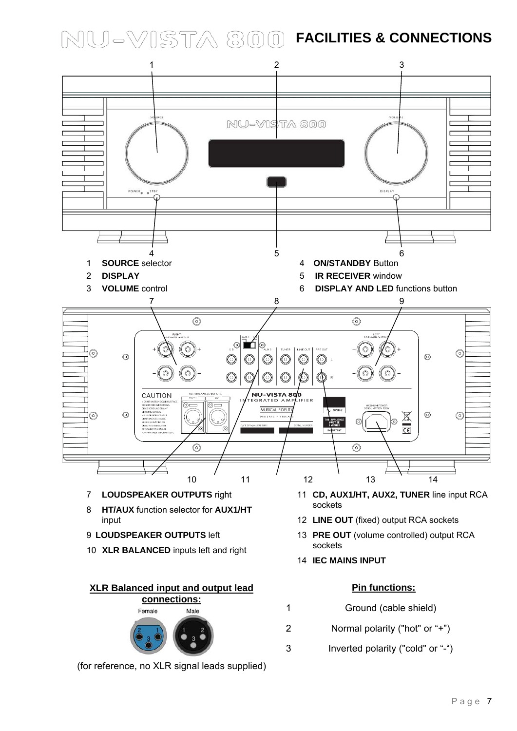# FACILITIES & CONNECTIONS

1 **SOURCE** selector
2 **DISPLAY**
3 **VOLUME** control
4 **ON/STANDBY** Button
5 **IR RECEIVER** window
6 **DISPLAY AND LED** functions button

7 **LOUDSPEAKER OUTPUTS** right
8 **HT/AUX** function selector for **AUX1/HT** input
9 **LOUDSPEAKER OUTPUTS** left
10 **XLR BALANCED** inputs left and right
11 **CD, AUX1/HT, AUX2, TUNER** line input RCA sockets
12 **LINE OUT** (fixed) output RCA sockets
13 **PRE OUT** (volume controlled) output RCA sockets
14 **IEC MAINS INPUT**

**XLR Balanced input and output lead connections:**

Female Male

(for reference, no XLR signal leads supplied)

**Pin functions:**

| | |
|---|---|
| 1 | Ground (cable shield) |
| 2 | Normal polarity ("hot" or "+") |
| 3 | Inverted polarity ("cold" or "-") |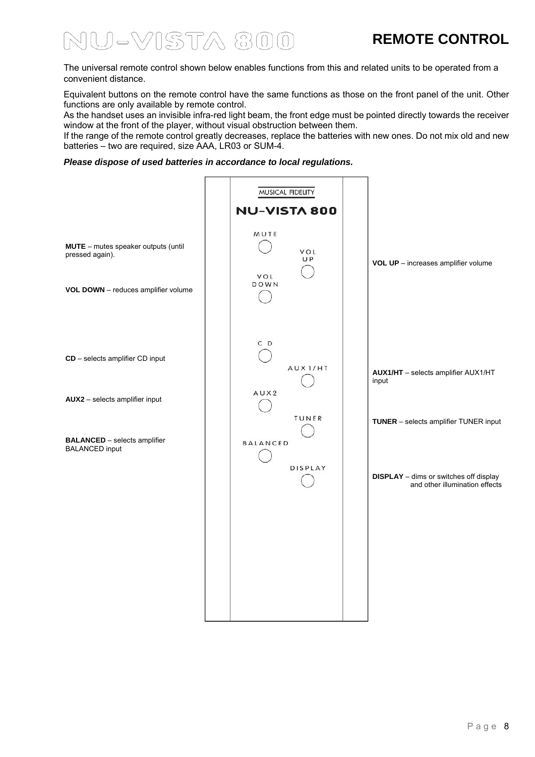# REMOTE CONTROL

The universal remote control shown below enables functions from this and related units to be operated from a convenient distance.

Equivalent buttons on the remote control have the same functions as those on the front panel of the unit. Other functions are only available by remote control.

As the handset uses an invisible infra-red light beam, the front edge must be pointed directly towards the receiver window at the front of the player, without visual obstruction between them.

If the range of the remote control greatly decreases, replace the batteries with new ones. Do not mix old and new batteries – two are required, size AAA, LR03 or SUM-4.

***Please dispose of used batteries in accordance to local regulations.***

**MUTE** – mutes speaker outputs (until pressed again).

**VOL UP** – increases amplifier volume

**VOL DOWN** – reduces amplifier volume

**CD** – selects amplifier CD input

**AUX1/HT** – selects amplifier AUX1/HT input

**AUX2** – selects amplifier input

**TUNER** – selects amplifier TUNER input

**BALANCED** – selects amplifier BALANCED input

**DISPLAY** – dims or switches off display and other illumination effects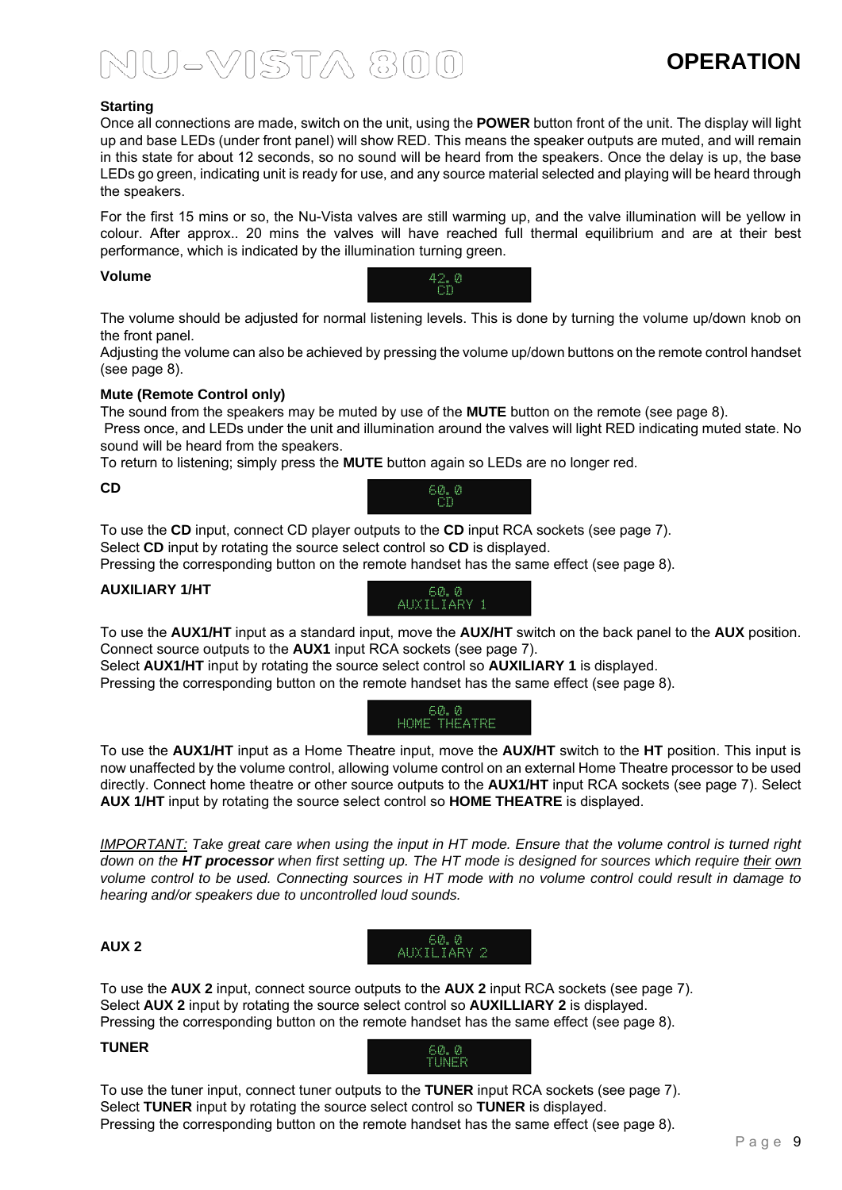# OPERATION

### Starting

Once all connections are made, switch on the unit, using the **POWER** button front of the unit. The display will light up and base LEDs (under front panel) will show RED. This means the speaker outputs are muted, and will remain in this state for about 12 seconds, so no sound will be heard from the speakers. Once the delay is up, the base LEDs go green, indicating unit is ready for use, and any source material selected and playing will be heard through the speakers.

For the first 15 mins or so, the Nu-Vista valves are still warming up, and the valve illumination will be yellow in colour. After approx.. 20 mins the valves will have reached full thermal equilibrium and are at their best performance, which is indicated by the illumination turning green.

### Volume

42.0
CD

The volume should be adjusted for normal listening levels. This is done by turning the volume up/down knob on the front panel.
Adjusting the volume can also be achieved by pressing the volume up/down buttons on the remote control handset (see page 8).

### Mute (Remote Control only)

The sound from the speakers may be muted by use of the **MUTE** button on the remote (see page 8).
Press once, and LEDs under the unit and illumination around the valves will light RED indicating muted state. No sound will be heard from the speakers.
To return to listening; simply press the **MUTE** button again so LEDs are no longer red.

### CD

60.0
CD

To use the **CD** input, connect CD player outputs to the **CD** input RCA sockets (see page 7).
Select **CD** input by rotating the source select control so **CD** is displayed.
Pressing the corresponding button on the remote handset has the same effect (see page 8).

### AUXILIARY 1/HT

60.0
AUXILIARY 1

To use the **AUX1/HT** input as a standard input, move the **AUX/HT** switch on the back panel to the **AUX** position. Connect source outputs to the **AUX1** input RCA sockets (see page 7).
Select **AUX1/HT** input by rotating the source select control so **AUXILIARY 1** is displayed.
Pressing the corresponding button on the remote handset has the same effect (see page 8).

60.0
HOME THEATRE

To use the **AUX1/HT** input as a Home Theatre input, move the **AUX/HT** switch to the **HT** position. This input is now unaffected by the volume control, allowing volume control on an external Home Theatre processor to be used directly. Connect home theatre or other source outputs to the **AUX1/HT** input RCA sockets (see page 7). Select **AUX 1/HT** input by rotating the source select control so **HOME THEATRE** is displayed.

*IMPORTANT: Take great care when using the input in HT mode. Ensure that the volume control is turned right down on the **HT processor** when first setting up. The HT mode is designed for sources which require their own volume control to be used. Connecting sources in HT mode with no volume control could result in damage to hearing and/or speakers due to uncontrolled loud sounds.*

### AUX 2

60.0
AUXILIARY 2

To use the **AUX 2** input, connect source outputs to the **AUX 2** input RCA sockets (see page 7).
Select **AUX 2** input by rotating the source select control so **AUXILLIARY 2** is displayed.
Pressing the corresponding button on the remote handset has the same effect (see page 8).

### TUNER

60.0
TUNER

To use the tuner input, connect tuner outputs to the **TUNER** input RCA sockets (see page 7).
Select **TUNER** input by rotating the source select control so **TUNER** is displayed.
Pressing the corresponding button on the remote handset has the same effect (see page 8).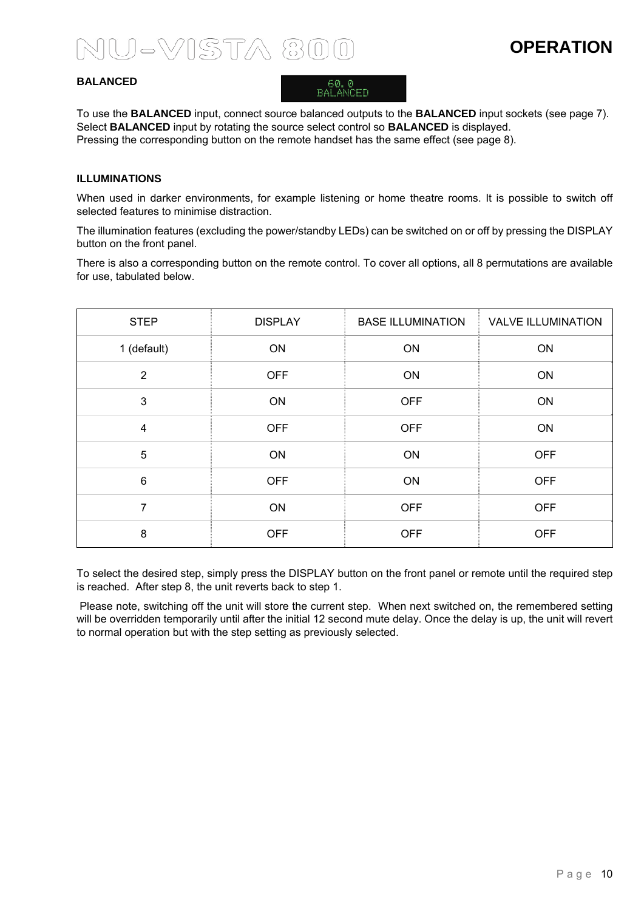## BALANCED

60.0
BALANCED

To use the **BALANCED** input, connect source balanced outputs to the **BALANCED** input sockets (see page 7).
Select **BALANCED** input by rotating the source select control so **BALANCED** is displayed.
Pressing the corresponding button on the remote handset has the same effect (see page 8).

## ILLUMINATIONS

When used in darker environments, for example listening or home theatre rooms. It is possible to switch off selected features to minimise distraction.

The illumination features (excluding the power/standby LEDs) can be switched on or off by pressing the DISPLAY button on the front panel.

There is also a corresponding button on the remote control. To cover all options, all 8 permutations are available for use, tabulated below.

| STEP | DISPLAY | BASE ILLUMINATION | VALVE ILLUMINATION |
|---|---|---|---|
| 1 (default) | ON | ON | ON |
| 2 | OFF | ON | ON |
| 3 | ON | OFF | ON |
| 4 | OFF | OFF | ON |
| 5 | ON | ON | OFF |
| 6 | OFF | ON | OFF |
| 7 | ON | OFF | OFF |
| 8 | OFF | OFF | OFF |

To select the desired step, simply press the DISPLAY button on the front panel or remote until the required step is reached. After step 8, the unit reverts back to step 1.

Please note, switching off the unit will store the current step. When next switched on, the remembered setting will be overridden temporarily until after the initial 12 second mute delay. Once the delay is up, the unit will revert to normal operation but with the step setting as previously selected.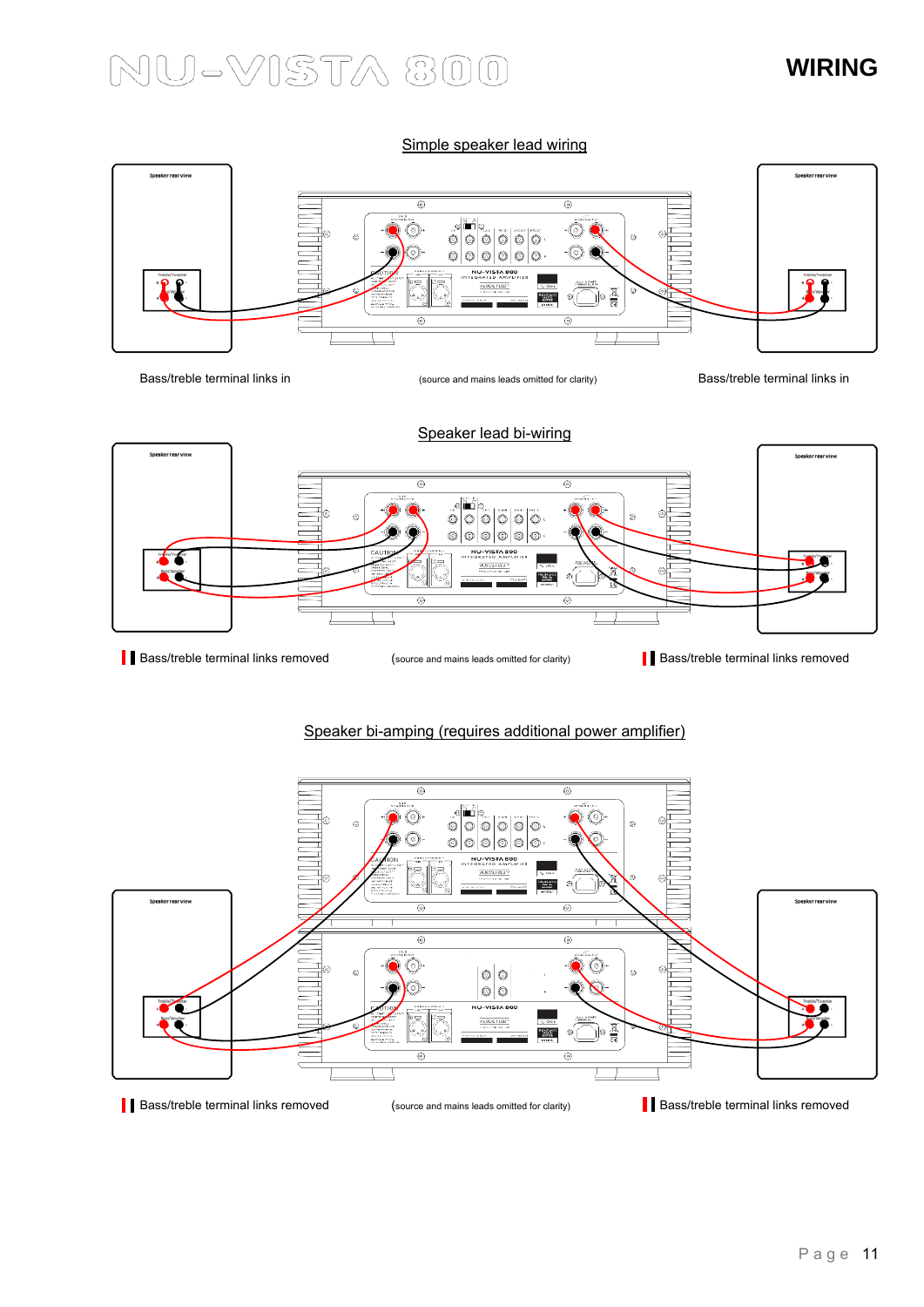# WIRING

## Simple speaker lead wiring

Bass/treble terminal links in

(source and mains leads omitted for clarity)

Bass/treble terminal links in

## Speaker lead bi-wiring

Bass/treble terminal links removed

(source and mains leads omitted for clarity)

Bass/treble terminal links removed

## Speaker bi-amping (requires additional power amplifier)

Bass/treble terminal links removed

(source and mains leads omitted for clarity)

Bass/treble terminal links removed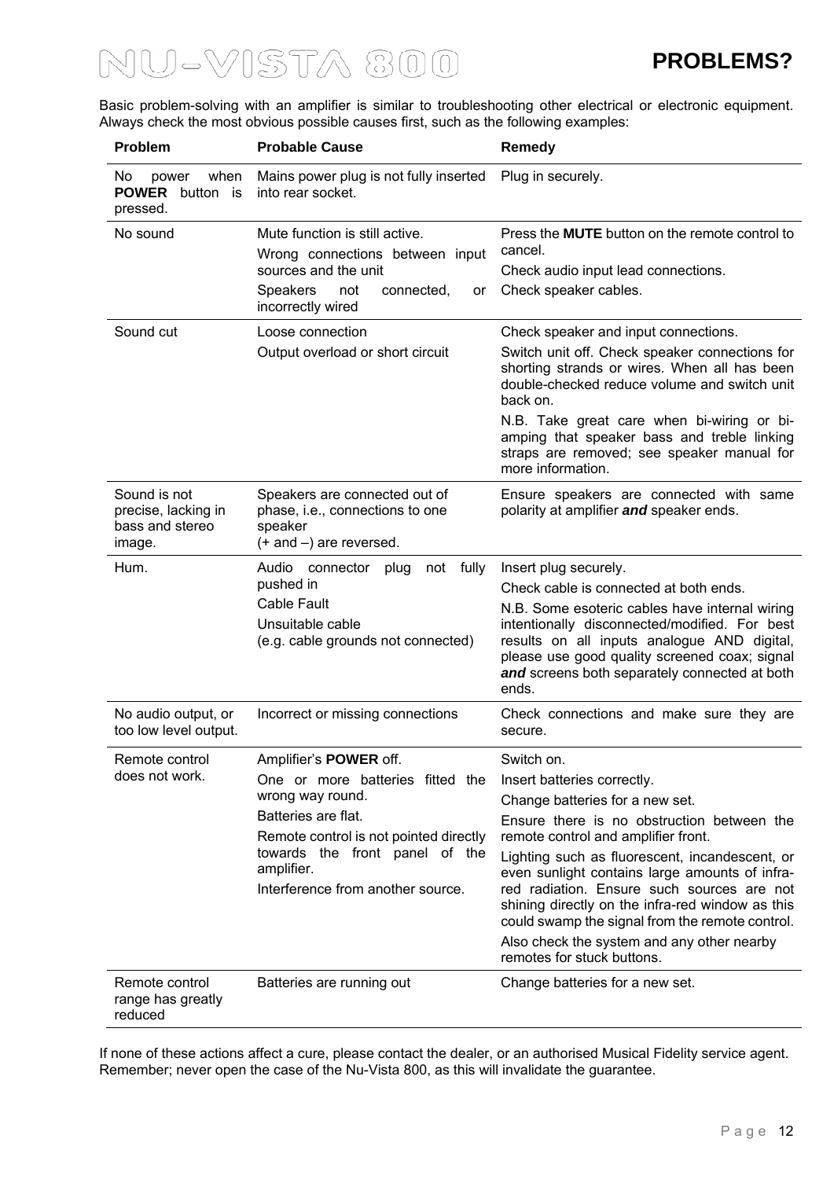# PROBLEMS?

Basic problem-solving with an amplifier is similar to troubleshooting other electrical or electronic equipment. Always check the most obvious possible causes first, such as the following examples:

| Problem | Probable Cause | Remedy |
|---|---|---|
| No power when **POWER** button is pressed. | Mains power plug is not fully inserted into rear socket. | Plug in securely. |
| No sound | Mute function is still active.<br>Wrong connections between input sources and the unit<br>Speakers not connected, or incorrectly wired | Press the **MUTE** button on the remote control to cancel.<br>Check audio input lead connections.<br>Check speaker cables. |
| Sound cut | Loose connection<br>Output overload or short circuit | Check speaker and input connections.<br>Switch unit off. Check speaker connections for shorting strands or wires. When all has been double-checked reduce volume and switch unit back on.<br>N.B. Take great care when bi-wiring or bi-amping that speaker bass and treble linking straps are removed; see speaker manual for more information. |
| Sound is not precise, lacking in bass and stereo image. | Speakers are connected out of phase, i.e., connections to one speaker (+ and –) are reversed. | Ensure speakers are connected with same polarity at amplifier ***and*** speaker ends. |
| Hum. | Audio connector plug not fully pushed in<br>Cable Fault<br>Unsuitable cable (e.g. cable grounds not connected) | Insert plug securely.<br>Check cable is connected at both ends.<br>N.B. Some esoteric cables have internal wiring intentionally disconnected/modified. For best results on all inputs analogue AND digital, please use good quality screened coax; signal ***and*** screens both separately connected at both ends. |
| No audio output, or too low level output. | Incorrect or missing connections | Check connections and make sure they are secure. |
| Remote control does not work. | Amplifier's **POWER** off.<br>One or more batteries fitted the wrong way round.<br>Batteries are flat.<br>Remote control is not pointed directly towards the front panel of the amplifier.<br>Interference from another source. | Switch on.<br>Insert batteries correctly.<br>Change batteries for a new set.<br>Ensure there is no obstruction between the remote control and amplifier front.<br>Lighting such as fluorescent, incandescent, or even sunlight contains large amounts of infra-red radiation. Ensure such sources are not shining directly on the infra-red window as this could swamp the signal from the remote control.<br>Also check the system and any other nearby remotes for stuck buttons. |
| Remote control range has greatly reduced | Batteries are running out | Change batteries for a new set. |

If none of these actions affect a cure, please contact the dealer, or an authorised Musical Fidelity service agent. Remember; never open the case of the Nu-Vista 800, as this will invalidate the guarantee.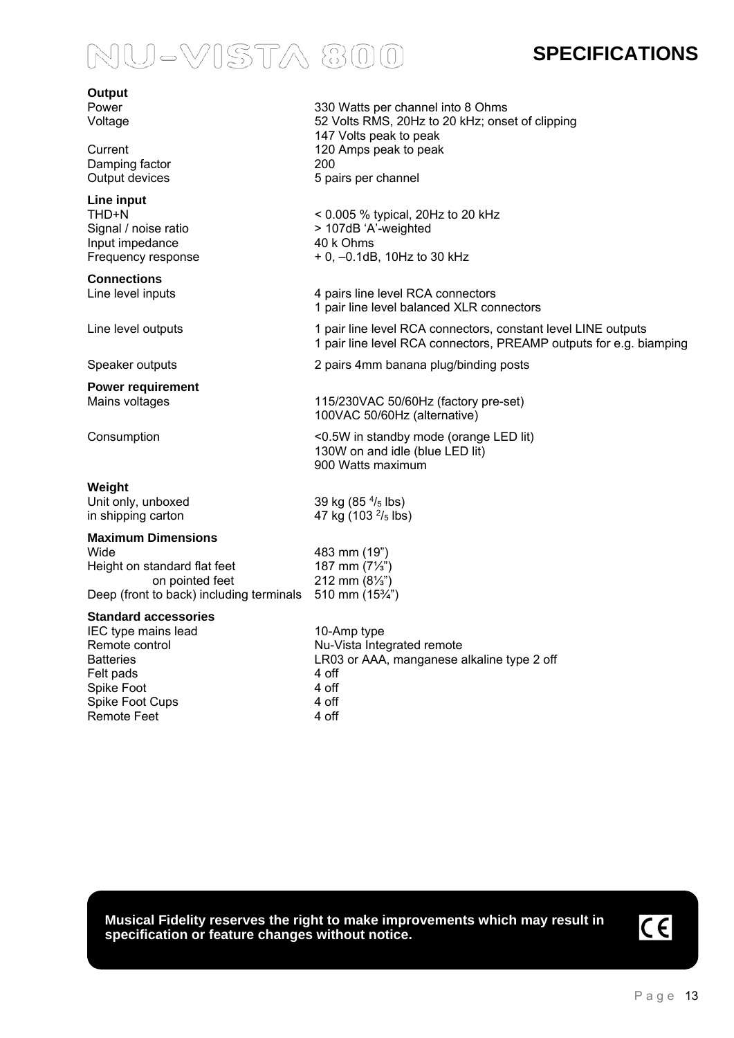# NU-VISTA 800

## SPECIFICATIONS

**Output**

| | |
|---|---|
| Power | 330 Watts per channel into 8 Ohms |
| Voltage | 52 Volts RMS, 20Hz to 20 kHz; onset of clipping |
| | 147 Volts peak to peak |
| Current | 120 Amps peak to peak |
| Damping factor | 200 |
| Output devices | 5 pairs per channel |

**Line input**

| | |
|---|---|
| THD+N | < 0.005 % typical, 20Hz to 20 kHz |
| Signal / noise ratio | > 107dB 'A'-weighted |
| Input impedance | 40 k Ohms |
| Frequency response | + 0, –0.1dB, 10Hz to 30 kHz |

**Connections**

| | |
|---|---|
| Line level inputs | 4 pairs line level RCA connectors |
| | 1 pair line level balanced XLR connectors |
| Line level outputs | 1 pair line level RCA connectors, constant level LINE outputs |
| | 1 pair line level RCA connectors, PREAMP outputs for e.g. biamping |
| Speaker outputs | 2 pairs 4mm banana plug/binding posts |

**Power requirement**

| | |
|---|---|
| Mains voltages | 115/230VAC 50/60Hz (factory pre-set) |
| | 100VAC 50/60Hz (alternative) |
| Consumption | <0.5W in standby mode (orange LED lit) |
| | 130W on and idle (blue LED lit) |
| | 900 Watts maximum |

**Weight**

| | |
|---|---|
| Unit only, unboxed | 39 kg (85 4/5 lbs) |
| in shipping carton | 47 kg (103 2/5 lbs) |

**Maximum Dimensions**

| | |
|---|---|
| Wide | 483 mm (19") |
| Height on standard flat feet | 187 mm (7⅓") |
| on pointed feet | 212 mm (8⅓") |
| Deep (front to back) including terminals | 510 mm (15¾") |

**Standard accessories**

| | |
|---|---|
| IEC type mains lead | 10-Amp type |
| Remote control | Nu-Vista Integrated remote |
| Batteries | LR03 or AAA, manganese alkaline type 2 off |
| Felt pads | 4 off |
| Spike Foot | 4 off |
| Spike Foot Cups | 4 off |
| Remote Feet | 4 off |

**Musical Fidelity reserves the right to make improvements which may result in specification or feature changes without notice.**

CE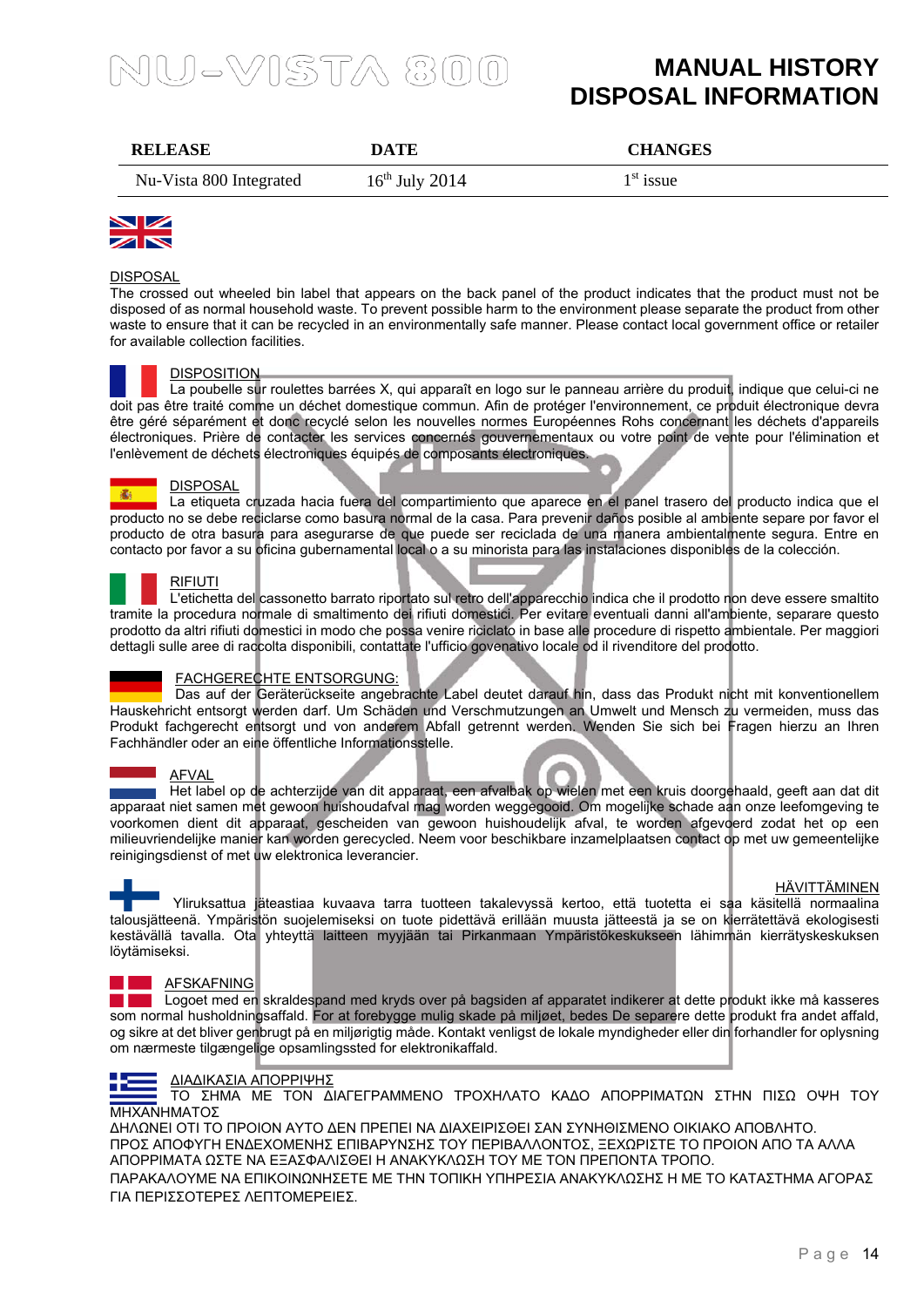# MANUAL HISTORY DISPOSAL INFORMATION

| RELEASE | DATE | CHANGES |
|---|---|---|
| Nu-Vista 800 Integrated | 16th July 2014 | 1st issue |

DISPOSAL

The crossed out wheeled bin label that appears on the back panel of the product indicates that the product must not be disposed of as normal household waste. To prevent possible harm to the environment please separate the product from other waste to ensure that it can be recycled in an environmentally safe manner. Please contact local government office or retailer for available collection facilities.

DISPOSITION

La poubelle sur roulettes barrées X, qui apparaît en logo sur le panneau arrière du produit, indique que celui-ci ne doit pas être traité comme un déchet domestique commun. Afin de protéger l'environnement, ce produit électronique devra être géré séparément et donc recyclé selon les nouvelles normes Européennes Rohs concernant les déchets d'appareils électroniques. Prière de contacter les services concernés gouvernementaux ou votre point de vente pour l'élimination et l'enlèvement de déchets électroniques équipés de composants électroniques.

DISPOSAL

La etiqueta cruzada hacia fuera del compartimiento que aparece en el panel trasero del producto indica que el producto no se debe reciclarse como basura normal de la casa. Para prevenir daños posible al ambiente separe por favor el producto de otra basura para asegurarse de que puede ser reciclada de una manera ambientalmente segura. Entre en contacto por favor a su oficina gubernamental local o a su minorista para las instalaciones disponibles de la colección.

RIFIUTI

L'etichetta del cassonetto barrato riportato sul retro dell'apparecchio indica che il prodotto non deve essere smaltito tramite la procedura normale di smaltimento dei rifiuti domestici. Per evitare eventuali danni all'ambiente, separare questo prodotto da altri rifiuti domestici in modo che possa venire riciclato in base alle procedure di rispetto ambientale. Per maggiori dettagli sulle aree di raccolta disponibili, contattate l'ufficio govenativo locale od il rivenditore del prodotto.

FACHGERECHTE ENTSORGUNG:

Das auf der Geräterückseite angebrachte Label deutet darauf hin, dass das Produkt nicht mit konventionellem Hauskehricht entsorgt werden darf. Um Schäden und Verschmutzungen an Umwelt und Mensch zu vermeiden, muss das Produkt fachgerecht entsorgt und von anderem Abfall getrennt werden. Wenden Sie sich bei Fragen hierzu an Ihren Fachhändler oder an eine öffentliche Informationsstelle.

AFVAL

Het label op de achterzijde van dit apparaat, een afvalbak op wielen met een kruis doorgehaald, geeft aan dat dit apparaat niet samen met gewoon huishoudafval mag worden weggegooid. Om mogelijke schade aan onze leefomgeving te voorkomen dient dit apparaat, gescheiden van gewoon huishoudelijk afval, te worden afgevoerd zodat het op een milieuvriendelijke manier kan worden gerecycled. Neem voor beschikbare inzamelplaatsen contact op met uw gemeentelijke reinigingsdienst of met uw elektronica leverancier.

HÄVITTÄMINEN

Yliruksattua jäteastiaa kuvaava tarra tuotteen takalevyssä kertoo, että tuotetta ei saa käsitellä normaalina talousjätteenä. Ympäristön suojelemiseksi on tuote pidettävä erillään muusta jätteestä ja se on kierrätettävä ekologisesti kestävällä tavalla. Ota yhteyttä laitteen myyjään tai Pirkanmaan Ympäristökeskukseen lähimmän kierrätyskeskuksen löytämiseksi.

AFSKAFNING

Logoet med en skraldespand med kryds over på bagsiden af apparatet indikerer at dette produkt ikke må kasseres som normal husholdningsaffald. For at forebygge mulig skade på miljøet, bedes De separere dette produkt fra andet affald, og sikre at det bliver genbrugt på en miljørigtig måde. Kontakt venligst de lokale myndigheder eller din forhandler for oplysning om nærmeste tilgængelige opsamlingssted for elektronikaffald.

ΔΙΑΔΙΚΑΣΙΑ ΑΠΟΡΡΙΨΗΣ

ΤΟ ΣΗΜΑ ΜΕ ΤΟΝ ΔΙΑΓΕΓΡΑΜΜΕΝΟ ΤΡΟΧΗΛΑΤΟ ΚΑΔΟ ΑΠΟΡΡΙΜΑΤΩΝ ΣΤΗΝ ΠΙΣΩ ΟΨΗ ΤΟΥ ΜΗΧΑΝΗΜΑΤΟΣ

ΔΗΛΩΝΕΙ ΟΤΙ ΤΟ ΠΡΟΙΟΝ ΑΥΤΟ ΔΕΝ ΠΡΕΠΕΙ ΝΑ ΔΙΑΧΕΙΡΙΣΘΕΙ ΣΑΝ ΣΥΝΗΘΙΣΜΕΝΟ ΟΙΚΙΑΚΟ ΑΠΟΒΛΗΤΟ.
ΠΡΟΣ ΑΠΟΦΥΓΗ ΕΝΔΕΧΟΜΕΝΗΣ ΕΠΙΒΑΡΥΝΣΗΣ ΤΟΥ ΠΕΡΙΒΑΛΛΟΝΤΟΣ, ΞΕΧΩΡΙΣΤΕ ΤΟ ΠΡΟΙΟΝ ΑΠΟ ΤΑ ΑΛΛΑ ΑΠΟΡΡΙΜΑΤΑ ΩΣΤΕ ΝΑ ΕΞΑΣΦΑΛΙΣΘΕΙ Η ΑΝΑΚΥΚΛΩΣΗ ΤΟΥ ΜΕ ΤΟΝ ΠΡΕΠΟΝΤΑ ΤΡΟΠΟ.

ΠΑΡΑΚΑΛΟΥΜΕ ΝΑ ΕΠΙΚΟΙΝΩΝΗΣΕΤΕ ΜΕ ΤΗΝ ΤΟΠΙΚΗ ΥΠΗΡΕΣΙΑ ΑΝΑΚΥΚΛΩΣΗΣ Η ΜΕ ΤΟ ΚΑΤΑΣΤΗΜΑ ΑΓΟΡΑΣ ΓΙΑ ΠΕΡΙΣΣΟΤΕΡΕΣ ΛΕΠΤΟΜΕΡΕΙΕΣ.